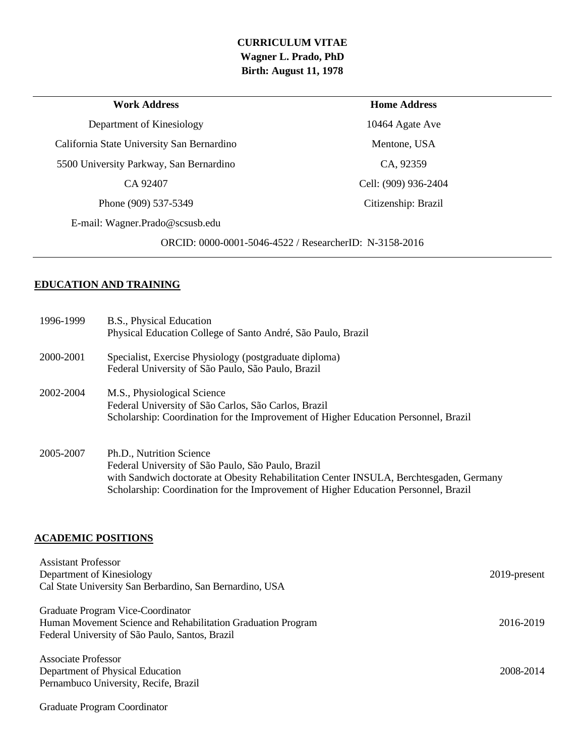**CURRICULUM VITAE**
**Wagner L. Prado, PhD**
**Birth: August 11, 1978**

| **Work Address** | **Home Address** |
|---|---|
| Department of Kinesiology | 10464 Agate Ave |
| California State University San Bernardino | Mentone, USA |
| 5500 University Parkway, San Bernardino | CA, 92359 |
| CA 92407 | Cell: (909) 936-2404 |
| Phone (909) 537-5349 | Citizenship: Brazil |
| E-mail: Wagner.Prado@scsusb.edu | |

ORCID: 0000-0001-5046-4522 / ResearcherID: N-3158-2016

## EDUCATION AND TRAINING

1996-1999 B.S., Physical Education
Physical Education College of Santo André, São Paulo, Brazil

2000-2001 Specialist, Exercise Physiology (postgraduate diploma)
Federal University of São Paulo, São Paulo, Brazil

2002-2004 M.S., Physiological Science
Federal University of São Carlos, São Carlos, Brazil
Scholarship: Coordination for the Improvement of Higher Education Personnel, Brazil

2005-2007 Ph.D., Nutrition Science
Federal University of São Paulo, São Paulo, Brazil
with Sandwich doctorate at Obesity Rehabilitation Center INSULA, Berchtesgaden, Germany
Scholarship: Coordination for the Improvement of Higher Education Personnel, Brazil

## ACADEMIC POSITIONS

Assistant Professor
Department of Kinesiology — 2019-present
Cal State University San Berbardino, San Bernardino, USA

Graduate Program Vice-Coordinator
Human Movement Science and Rehabilitation Graduation Program — 2016-2019
Federal University of São Paulo, Santos, Brazil

Associate Professor
Department of Physical Education — 2008-2014
Pernambuco University, Recife, Brazil

Graduate Program Coordinator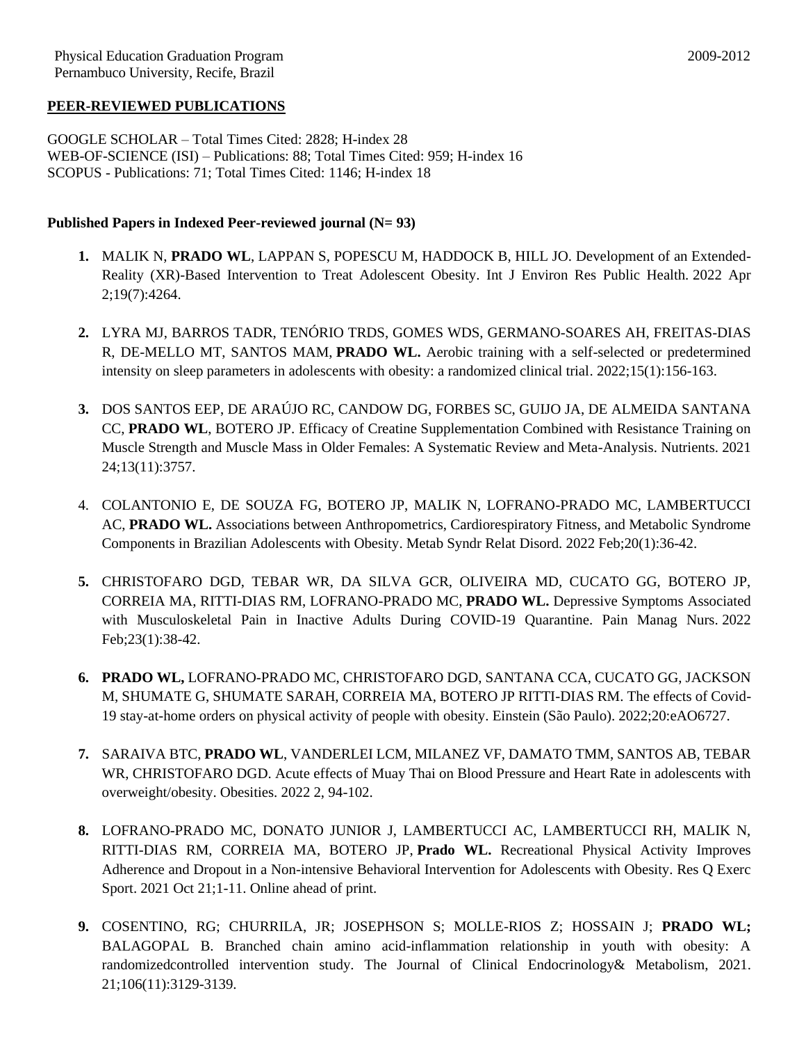Physical Education Graduation Program 2009-2012
Pernambuco University, Recife, Brazil

**PEER-REVIEWED PUBLICATIONS**

GOOGLE SCHOLAR – Total Times Cited: 2828; H-index 28
WEB-OF-SCIENCE (ISI) – Publications: 88; Total Times Cited: 959; H-index 16
SCOPUS - Publications: 71; Total Times Cited: 1146; H-index 18

**Published Papers in Indexed Peer-reviewed journal (N= 93)**

**1.** MALIK N, **PRADO WL**, LAPPAN S, POPESCU M, HADDOCK B, HILL JO. Development of an Extended-Reality (XR)-Based Intervention to Treat Adolescent Obesity. Int J Environ Res Public Health. 2022 Apr 2;19(7):4264.

**2.** LYRA MJ, BARROS TADR, TENÓRIO TRDS, GOMES WDS, GERMANO-SOARES AH, FREITAS-DIAS R, DE-MELLO MT, SANTOS MAM, **PRADO WL.** Aerobic training with a self-selected or predetermined intensity on sleep parameters in adolescents with obesity: a randomized clinical trial. 2022;15(1):156-163.

**3.** DOS SANTOS EEP, DE ARAÚJO RC, CANDOW DG, FORBES SC, GUIJO JA, DE ALMEIDA SANTANA CC, **PRADO WL**, BOTERO JP. Efficacy of Creatine Supplementation Combined with Resistance Training on Muscle Strength and Muscle Mass in Older Females: A Systematic Review and Meta-Analysis. Nutrients. 2021 24;13(11):3757.

4. COLANTONIO E, DE SOUZA FG, BOTERO JP, MALIK N, LOFRANO-PRADO MC, LAMBERTUCCI AC, **PRADO WL.** Associations between Anthropometrics, Cardiorespiratory Fitness, and Metabolic Syndrome Components in Brazilian Adolescents with Obesity. Metab Syndr Relat Disord. 2022 Feb;20(1):36-42.

**5.** CHRISTOFARO DGD, TEBAR WR, DA SILVA GCR, OLIVEIRA MD, CUCATO GG, BOTERO JP, CORREIA MA, RITTI-DIAS RM, LOFRANO-PRADO MC, **PRADO WL.** Depressive Symptoms Associated with Musculoskeletal Pain in Inactive Adults During COVID-19 Quarantine. Pain Manag Nurs. 2022 Feb;23(1):38-42.

**6.** **PRADO WL,** LOFRANO-PRADO MC, CHRISTOFARO DGD, SANTANA CCA, CUCATO GG, JACKSON M, SHUMATE G, SHUMATE SARAH, CORREIA MA, BOTERO JP RITTI-DIAS RM. The effects of Covid-19 stay-at-home orders on physical activity of people with obesity. Einstein (São Paulo). 2022;20:eAO6727.

**7.** SARAIVA BTC, **PRADO WL**, VANDERLEI LCM, MILANEZ VF, DAMATO TMM, SANTOS AB, TEBAR WR, CHRISTOFARO DGD. Acute effects of Muay Thai on Blood Pressure and Heart Rate in adolescents with overweight/obesity. Obesities. 2022 2, 94-102.

**8.** LOFRANO-PRADO MC, DONATO JUNIOR J, LAMBERTUCCI AC, LAMBERTUCCI RH, MALIK N, RITTI-DIAS RM, CORREIA MA, BOTERO JP, **Prado WL.** Recreational Physical Activity Improves Adherence and Dropout in a Non-intensive Behavioral Intervention for Adolescents with Obesity. Res Q Exerc Sport. 2021 Oct 21;1-11. Online ahead of print.

**9.** COSENTINO, RG; CHURRILA, JR; JOSEPHSON S; MOLLE-RIOS Z; HOSSAIN J; **PRADO WL;** BALAGOPAL B. Branched chain amino acid-inflammation relationship in youth with obesity: A randomizedcontrolled intervention study. The Journal of Clinical Endocrinology& Metabolism, 2021. 21;106(11):3129-3139.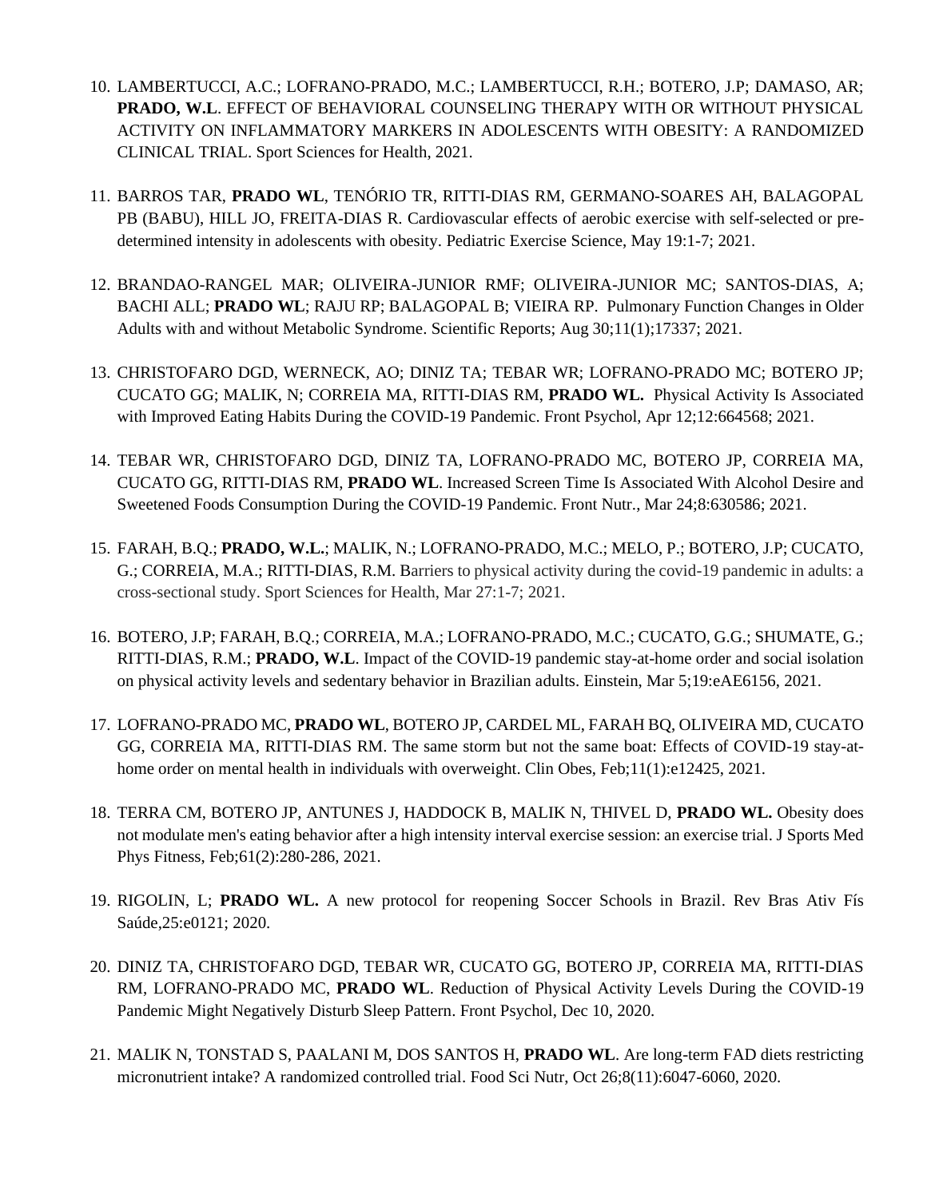10. LAMBERTUCCI, A.C.; LOFRANO-PRADO, M.C.; LAMBERTUCCI, R.H.; BOTERO, J.P; DAMASO, AR; **PRADO, W.L**. EFFECT OF BEHAVIORAL COUNSELING THERAPY WITH OR WITHOUT PHYSICAL ACTIVITY ON INFLAMMATORY MARKERS IN ADOLESCENTS WITH OBESITY: A RANDOMIZED CLINICAL TRIAL. Sport Sciences for Health, 2021.

11. BARROS TAR, **PRADO WL**, TENÓRIO TR, RITTI-DIAS RM, GERMANO-SOARES AH, BALAGOPAL PB (BABU), HILL JO, FREITA-DIAS R. Cardiovascular effects of aerobic exercise with self-selected or pre-determined intensity in adolescents with obesity. Pediatric Exercise Science, May 19:1-7; 2021.

12. BRANDAO-RANGEL MAR; OLIVEIRA-JUNIOR RMF; OLIVEIRA-JUNIOR MC; SANTOS-DIAS, A; BACHI ALL; **PRADO WL**; RAJU RP; BALAGOPAL B; VIEIRA RP. Pulmonary Function Changes in Older Adults with and without Metabolic Syndrome. Scientific Reports; Aug 30;11(1);17337; 2021.

13. CHRISTOFARO DGD, WERNECK, AO; DINIZ TA; TEBAR WR; LOFRANO-PRADO MC; BOTERO JP; CUCATO GG; MALIK, N; CORREIA MA, RITTI-DIAS RM, **PRADO WL.** Physical Activity Is Associated with Improved Eating Habits During the COVID-19 Pandemic. Front Psychol, Apr 12;12:664568; 2021.

14. TEBAR WR, CHRISTOFARO DGD, DINIZ TA, LOFRANO-PRADO MC, BOTERO JP, CORREIA MA, CUCATO GG, RITTI-DIAS RM, **PRADO WL**. Increased Screen Time Is Associated With Alcohol Desire and Sweetened Foods Consumption During the COVID-19 Pandemic. Front Nutr., Mar 24;8:630586; 2021.

15. FARAH, B.Q.; **PRADO, W.L.**; MALIK, N.; LOFRANO-PRADO, M.C.; MELO, P.; BOTERO, J.P; CUCATO, G.; CORREIA, M.A.; RITTI-DIAS, R.M. Barriers to physical activity during the covid-19 pandemic in adults: a cross-sectional study. Sport Sciences for Health, Mar 27:1-7; 2021.

16. BOTERO, J.P; FARAH, B.Q.; CORREIA, M.A.; LOFRANO-PRADO, M.C.; CUCATO, G.G.; SHUMATE, G.; RITTI-DIAS, R.M.; **PRADO, W.L**. Impact of the COVID-19 pandemic stay-at-home order and social isolation on physical activity levels and sedentary behavior in Brazilian adults. Einstein, Mar 5;19:eAE6156, 2021.

17. LOFRANO-PRADO MC, **PRADO WL**, BOTERO JP, CARDEL ML, FARAH BQ, OLIVEIRA MD, CUCATO GG, CORREIA MA, RITTI-DIAS RM. The same storm but not the same boat: Effects of COVID-19 stay-at-home order on mental health in individuals with overweight. Clin Obes, Feb;11(1):e12425, 2021.

18. TERRA CM, BOTERO JP, ANTUNES J, HADDOCK B, MALIK N, THIVEL D, **PRADO WL.** Obesity does not modulate men's eating behavior after a high intensity interval exercise session: an exercise trial. J Sports Med Phys Fitness, Feb;61(2):280-286, 2021.

19. RIGOLIN, L; **PRADO WL.** A new protocol for reopening Soccer Schools in Brazil. Rev Bras Ativ Fís Saúde,25:e0121; 2020.

20. DINIZ TA, CHRISTOFARO DGD, TEBAR WR, CUCATO GG, BOTERO JP, CORREIA MA, RITTI-DIAS RM, LOFRANO-PRADO MC, **PRADO WL**. Reduction of Physical Activity Levels During the COVID-19 Pandemic Might Negatively Disturb Sleep Pattern. Front Psychol, Dec 10, 2020.

21. MALIK N, TONSTAD S, PAALANI M, DOS SANTOS H, **PRADO WL**. Are long-term FAD diets restricting micronutrient intake? A randomized controlled trial. Food Sci Nutr, Oct 26;8(11):6047-6060, 2020.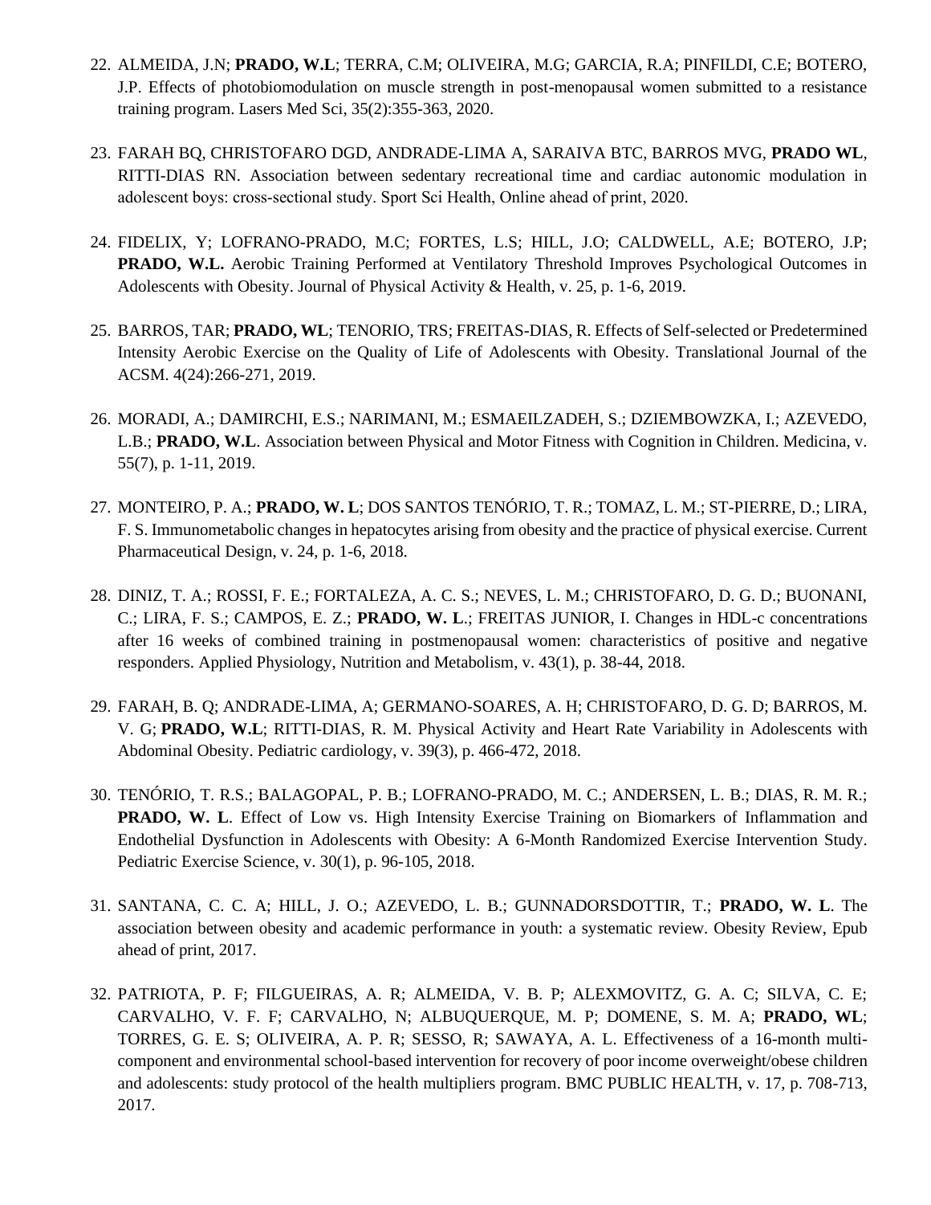22. ALMEIDA, J.N; **PRADO, W.L**; TERRA, C.M; OLIVEIRA, M.G; GARCIA, R.A; PINFILDI, C.E; BOTERO, J.P. Effects of photobiomodulation on muscle strength in post-menopausal women submitted to a resistance training program. Lasers Med Sci, 35(2):355-363, 2020.

23. FARAH BQ, CHRISTOFARO DGD, ANDRADE-LIMA A, SARAIVA BTC, BARROS MVG, **PRADO WL**, RITTI-DIAS RN. Association between sedentary recreational time and cardiac autonomic modulation in adolescent boys: cross-sectional study. Sport Sci Health, Online ahead of print, 2020.

24. FIDELIX, Y; LOFRANO-PRADO, M.C; FORTES, L.S; HILL, J.O; CALDWELL, A.E; BOTERO, J.P; **PRADO, W.L.** Aerobic Training Performed at Ventilatory Threshold Improves Psychological Outcomes in Adolescents with Obesity. Journal of Physical Activity & Health, v. 25, p. 1-6, 2019.

25. BARROS, TAR; **PRADO, WL**; TENORIO, TRS; FREITAS-DIAS, R. Effects of Self-selected or Predetermined Intensity Aerobic Exercise on the Quality of Life of Adolescents with Obesity. Translational Journal of the ACSM. 4(24):266-271, 2019.

26. MORADI, A.; DAMIRCHI, E.S.; NARIMANI, M.; ESMAEILZADEH, S.; DZIEMBOWZKA, I.; AZEVEDO, L.B.; **PRADO, W.L**. Association between Physical and Motor Fitness with Cognition in Children. Medicina, v. 55(7), p. 1-11, 2019.

27. MONTEIRO, P. A.; **PRADO, W. L**; DOS SANTOS TENÓRIO, T. R.; TOMAZ, L. M.; ST-PIERRE, D.; LIRA, F. S. Immunometabolic changes in hepatocytes arising from obesity and the practice of physical exercise. Current Pharmaceutical Design, v. 24, p. 1-6, 2018.

28. DINIZ, T. A.; ROSSI, F. E.; FORTALEZA, A. C. S.; NEVES, L. M.; CHRISTOFARO, D. G. D.; BUONANI, C.; LIRA, F. S.; CAMPOS, E. Z.; **PRADO, W. L**.; FREITAS JUNIOR, I. Changes in HDL-c concentrations after 16 weeks of combined training in postmenopausal women: characteristics of positive and negative responders. Applied Physiology, Nutrition and Metabolism, v. 43(1), p. 38-44, 2018.

29. FARAH, B. Q; ANDRADE-LIMA, A; GERMANO-SOARES, A. H; CHRISTOFARO, D. G. D; BARROS, M. V. G; **PRADO, W.L**; RITTI-DIAS, R. M. Physical Activity and Heart Rate Variability in Adolescents with Abdominal Obesity. Pediatric cardiology, v. 39(3), p. 466-472, 2018.

30. TENÓRIO, T. R.S.; BALAGOPAL, P. B.; LOFRANO-PRADO, M. C.; ANDERSEN, L. B.; DIAS, R. M. R.; **PRADO, W. L**. Effect of Low vs. High Intensity Exercise Training on Biomarkers of Inflammation and Endothelial Dysfunction in Adolescents with Obesity: A 6-Month Randomized Exercise Intervention Study. Pediatric Exercise Science, v. 30(1), p. 96-105, 2018.

31. SANTANA, C. C. A; HILL, J. O.; AZEVEDO, L. B.; GUNNADORSDOTTIR, T.; **PRADO, W. L**. The association between obesity and academic performance in youth: a systematic review. Obesity Review, Epub ahead of print, 2017.

32. PATRIOTA, P. F; FILGUEIRAS, A. R; ALMEIDA, V. B. P; ALEXMOVITZ, G. A. C; SILVA, C. E; CARVALHO, V. F. F; CARVALHO, N; ALBUQUERQUE, M. P; DOMENE, S. M. A; **PRADO, WL**; TORRES, G. E. S; OLIVEIRA, A. P. R; SESSO, R; SAWAYA, A. L. Effectiveness of a 16-month multi-component and environmental school-based intervention for recovery of poor income overweight/obese children and adolescents: study protocol of the health multipliers program. BMC PUBLIC HEALTH, v. 17, p. 708-713, 2017.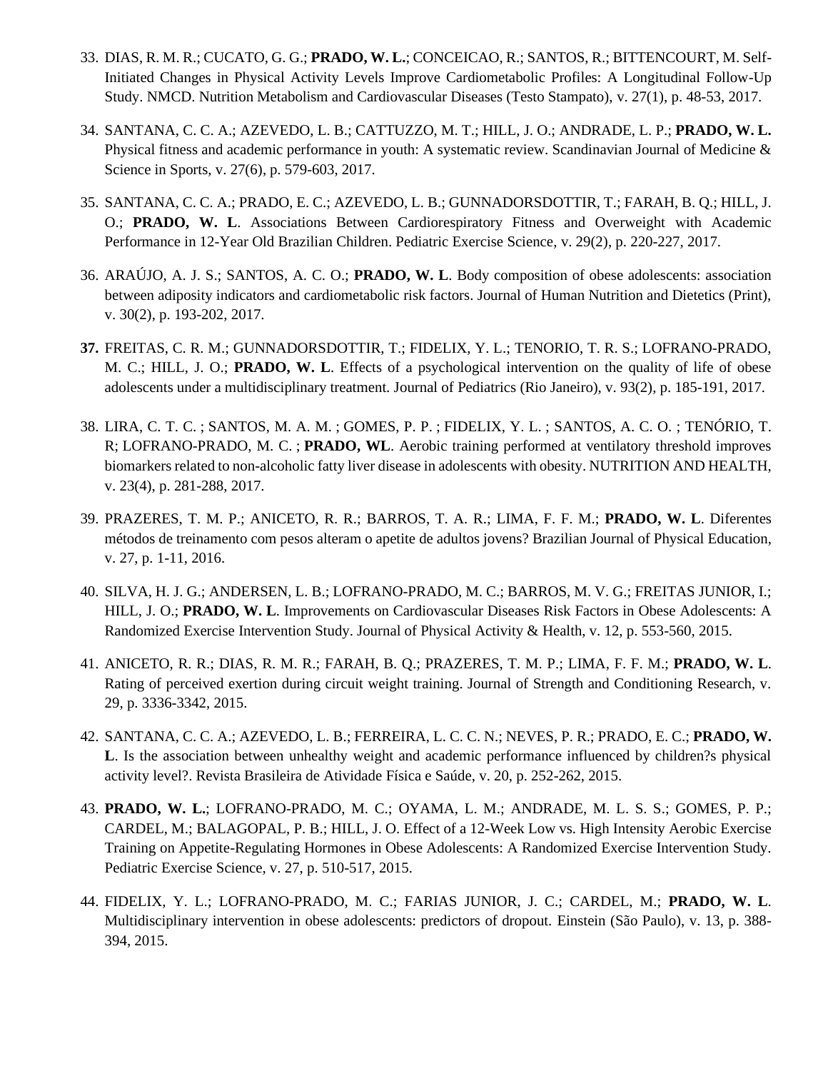33. DIAS, R. M. R.; CUCATO, G. G.; **PRADO, W. L.**; CONCEICAO, R.; SANTOS, R.; BITTENCOURT, M. Self-Initiated Changes in Physical Activity Levels Improve Cardiometabolic Profiles: A Longitudinal Follow-Up Study. NMCD. Nutrition Metabolism and Cardiovascular Diseases (Testo Stampato), v. 27(1), p. 48-53, 2017.

34. SANTANA, C. C. A.; AZEVEDO, L. B.; CATTUZZO, M. T.; HILL, J. O.; ANDRADE, L. P.; **PRADO, W. L.** Physical fitness and academic performance in youth: A systematic review. Scandinavian Journal of Medicine & Science in Sports, v. 27(6), p. 579-603, 2017.

35. SANTANA, C. C. A.; PRADO, E. C.; AZEVEDO, L. B.; GUNNADORSDOTTIR, T.; FARAH, B. Q.; HILL, J. O.; **PRADO, W. L**. Associations Between Cardiorespiratory Fitness and Overweight with Academic Performance in 12-Year Old Brazilian Children. Pediatric Exercise Science, v. 29(2), p. 220-227, 2017.

36. ARAÚJO, A. J. S.; SANTOS, A. C. O.; **PRADO, W. L**. Body composition of obese adolescents: association between adiposity indicators and cardiometabolic risk factors. Journal of Human Nutrition and Dietetics (Print), v. 30(2), p. 193-202, 2017.

37. FREITAS, C. R. M.; GUNNADORSDOTTIR, T.; FIDELIX, Y. L.; TENORIO, T. R. S.; LOFRANO-PRADO, M. C.; HILL, J. O.; **PRADO, W. L**. Effects of a psychological intervention on the quality of life of obese adolescents under a multidisciplinary treatment. Journal of Pediatrics (Rio Janeiro), v. 93(2), p. 185-191, 2017.

38. LIRA, C. T. C. ; SANTOS, M. A. M. ; GOMES, P. P. ; FIDELIX, Y. L. ; SANTOS, A. C. O. ; TENÓRIO, T. R; LOFRANO-PRADO, M. C. ; **PRADO, WL**. Aerobic training performed at ventilatory threshold improves biomarkers related to non-alcoholic fatty liver disease in adolescents with obesity. NUTRITION AND HEALTH, v. 23(4), p. 281-288, 2017.

39. PRAZERES, T. M. P.; ANICETO, R. R.; BARROS, T. A. R.; LIMA, F. F. M.; **PRADO, W. L**. Diferentes métodos de treinamento com pesos alteram o apetite de adultos jovens? Brazilian Journal of Physical Education, v. 27, p. 1-11, 2016.

40. SILVA, H. J. G.; ANDERSEN, L. B.; LOFRANO-PRADO, M. C.; BARROS, M. V. G.; FREITAS JUNIOR, I.; HILL, J. O.; **PRADO, W. L**. Improvements on Cardiovascular Diseases Risk Factors in Obese Adolescents: A Randomized Exercise Intervention Study. Journal of Physical Activity & Health, v. 12, p. 553-560, 2015.

41. ANICETO, R. R.; DIAS, R. M. R.; FARAH, B. Q.; PRAZERES, T. M. P.; LIMA, F. F. M.; **PRADO, W. L**. Rating of perceived exertion during circuit weight training. Journal of Strength and Conditioning Research, v. 29, p. 3336-3342, 2015.

42. SANTANA, C. C. A.; AZEVEDO, L. B.; FERREIRA, L. C. C. N.; NEVES, P. R.; PRADO, E. C.; **PRADO, W. L**. Is the association between unhealthy weight and academic performance influenced by children?s physical activity level?. Revista Brasileira de Atividade Física e Saúde, v. 20, p. 252-262, 2015.

43. **PRADO, W. L.**; LOFRANO-PRADO, M. C.; OYAMA, L. M.; ANDRADE, M. L. S. S.; GOMES, P. P.; CARDEL, M.; BALAGOPAL, P. B.; HILL, J. O. Effect of a 12-Week Low vs. High Intensity Aerobic Exercise Training on Appetite-Regulating Hormones in Obese Adolescents: A Randomized Exercise Intervention Study. Pediatric Exercise Science, v. 27, p. 510-517, 2015.

44. FIDELIX, Y. L.; LOFRANO-PRADO, M. C.; FARIAS JUNIOR, J. C.; CARDEL, M.; **PRADO, W. L**. Multidisciplinary intervention in obese adolescents: predictors of dropout. Einstein (São Paulo), v. 13, p. 388-394, 2015.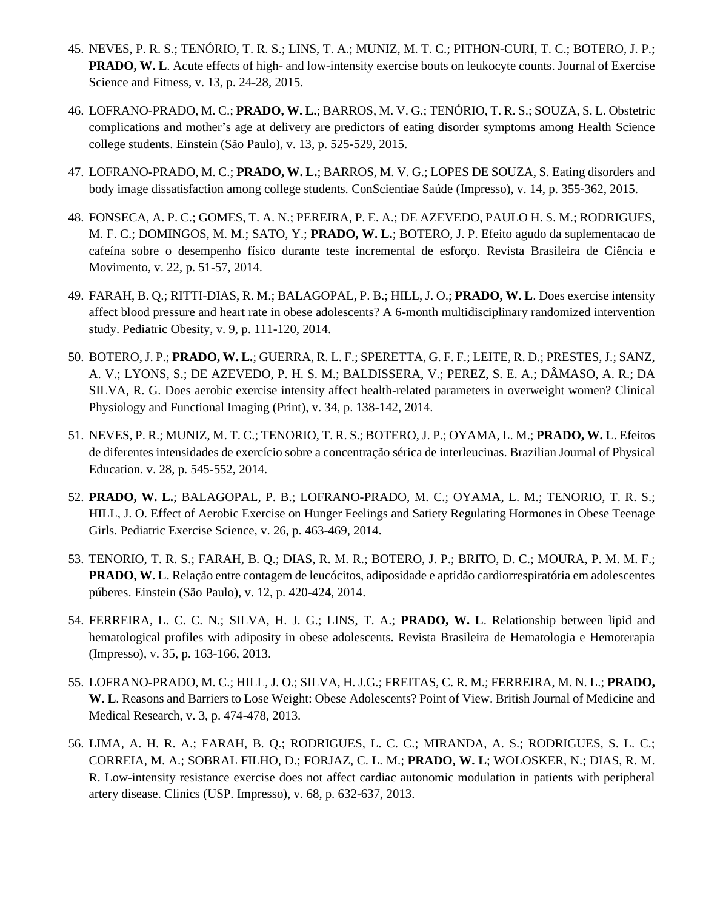45. NEVES, P. R. S.; TENÓRIO, T. R. S.; LINS, T. A.; MUNIZ, M. T. C.; PITHON-CURI, T. C.; BOTERO, J. P.; **PRADO, W. L**. Acute effects of high- and low-intensity exercise bouts on leukocyte counts. Journal of Exercise Science and Fitness, v. 13, p. 24-28, 2015.

46. LOFRANO-PRADO, M. C.; **PRADO, W. L.**; BARROS, M. V. G.; TENÓRIO, T. R. S.; SOUZA, S. L. Obstetric complications and mother's age at delivery are predictors of eating disorder symptoms among Health Science college students. Einstein (São Paulo), v. 13, p. 525-529, 2015.

47. LOFRANO-PRADO, M. C.; **PRADO, W. L.**; BARROS, M. V. G.; LOPES DE SOUZA, S. Eating disorders and body image dissatisfaction among college students. ConScientiae Saúde (Impresso), v. 14, p. 355-362, 2015.

48. FONSECA, A. P. C.; GOMES, T. A. N.; PEREIRA, P. E. A.; DE AZEVEDO, PAULO H. S. M.; RODRIGUES, M. F. C.; DOMINGOS, M. M.; SATO, Y.; **PRADO, W. L.**; BOTERO, J. P. Efeito agudo da suplementacao de cafeína sobre o desempenho físico durante teste incremental de esforço. Revista Brasileira de Ciência e Movimento, v. 22, p. 51-57, 2014.

49. FARAH, B. Q.; RITTI-DIAS, R. M.; BALAGOPAL, P. B.; HILL, J. O.; **PRADO, W. L**. Does exercise intensity affect blood pressure and heart rate in obese adolescents? A 6-month multidisciplinary randomized intervention study. Pediatric Obesity, v. 9, p. 111-120, 2014.

50. BOTERO, J. P.; **PRADO, W. L.**; GUERRA, R. L. F.; SPERETTA, G. F. F.; LEITE, R. D.; PRESTES, J.; SANZ, A. V.; LYONS, S.; DE AZEVEDO, P. H. S. M.; BALDISSERA, V.; PEREZ, S. E. A.; DÂMASO, A. R.; DA SILVA, R. G. Does aerobic exercise intensity affect health-related parameters in overweight women? Clinical Physiology and Functional Imaging (Print), v. 34, p. 138-142, 2014.

51. NEVES, P. R.; MUNIZ, M. T. C.; TENORIO, T. R. S.; BOTERO, J. P.; OYAMA, L. M.; **PRADO, W. L**. Efeitos de diferentes intensidades de exercício sobre a concentração sérica de interleucinas. Brazilian Journal of Physical Education. v. 28, p. 545-552, 2014.

52. **PRADO, W. L.**; BALAGOPAL, P. B.; LOFRANO-PRADO, M. C.; OYAMA, L. M.; TENORIO, T. R. S.; HILL, J. O. Effect of Aerobic Exercise on Hunger Feelings and Satiety Regulating Hormones in Obese Teenage Girls. Pediatric Exercise Science, v. 26, p. 463-469, 2014.

53. TENORIO, T. R. S.; FARAH, B. Q.; DIAS, R. M. R.; BOTERO, J. P.; BRITO, D. C.; MOURA, P. M. M. F.; **PRADO, W. L**. Relação entre contagem de leucócitos, adiposidade e aptidão cardiorrespiratória em adolescentes púberes. Einstein (São Paulo), v. 12, p. 420-424, 2014.

54. FERREIRA, L. C. C. N.; SILVA, H. J. G.; LINS, T. A.; **PRADO, W. L**. Relationship between lipid and hematological profiles with adiposity in obese adolescents. Revista Brasileira de Hematologia e Hemoterapia (Impresso), v. 35, p. 163-166, 2013.

55. LOFRANO-PRADO, M. C.; HILL, J. O.; SILVA, H. J.G.; FREITAS, C. R. M.; FERREIRA, M. N. L.; **PRADO, W. L**. Reasons and Barriers to Lose Weight: Obese Adolescents? Point of View. British Journal of Medicine and Medical Research, v. 3, p. 474-478, 2013.

56. LIMA, A. H. R. A.; FARAH, B. Q.; RODRIGUES, L. C. C.; MIRANDA, A. S.; RODRIGUES, S. L. C.; CORREIA, M. A.; SOBRAL FILHO, D.; FORJAZ, C. L. M.; **PRADO, W. L**; WOLOSKER, N.; DIAS, R. M. R. Low-intensity resistance exercise does not affect cardiac autonomic modulation in patients with peripheral artery disease. Clinics (USP. Impresso), v. 68, p. 632-637, 2013.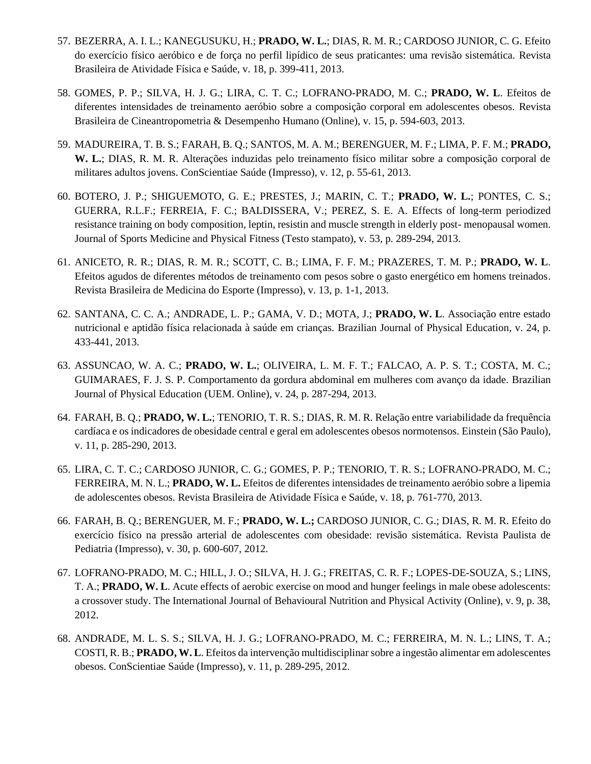57. BEZERRA, A. I. L.; KANEGUSUKU, H.; **PRADO, W. L.**; DIAS, R. M. R.; CARDOSO JUNIOR, C. G. Efeito do exercício físico aeróbico e de força no perfil lipídico de seus praticantes: uma revisão sistemática. Revista Brasileira de Atividade Física e Saúde, v. 18, p. 399-411, 2013.

58. GOMES, P. P.; SILVA, H. J. G.; LIRA, C. T. C.; LOFRANO-PRADO, M. C.; **PRADO, W. L**. Efeitos de diferentes intensidades de treinamento aeróbio sobre a composição corporal em adolescentes obesos. Revista Brasileira de Cineantropometria & Desempenho Humano (Online), v. 15, p. 594-603, 2013.

59. MADUREIRA, T. B. S.; FARAH, B. Q.; SANTOS, M. A. M.; BERENGUER, M. F.; LIMA, P. F. M.; **PRADO, W. L.**; DIAS, R. M. R. Alterações induzidas pelo treinamento físico militar sobre a composição corporal de militares adultos jovens. ConScientiae Saúde (Impresso), v. 12, p. 55-61, 2013.

60. BOTERO, J. P.; SHIGUEMOTO, G. E.; PRESTES, J.; MARIN, C. T.; **PRADO, W. L.**; PONTES, C. S.; GUERRA, R.L.F.; FERREIA, F. C.; BALDISSERA, V.; PEREZ, S. E. A. Effects of long-term periodized resistance training on body composition, leptin, resistin and muscle strength in elderly post- menopausal women. Journal of Sports Medicine and Physical Fitness (Testo stampato), v. 53, p. 289-294, 2013.

61. ANICETO, R. R.; DIAS, R. M. R.; SCOTT, C. B.; LIMA, F. F. M.; PRAZERES, T. M. P.; **PRADO, W. L**. Efeitos agudos de diferentes métodos de treinamento com pesos sobre o gasto energético em homens treinados. Revista Brasileira de Medicina do Esporte (Impresso), v. 13, p. 1-1, 2013.

62. SANTANA, C. C. A.; ANDRADE, L. P.; GAMA, V. D.; MOTA, J.; **PRADO, W. L**. Associação entre estado nutricional e aptidão física relacionada à saúde em crianças. Brazilian Journal of Physical Education, v. 24, p. 433-441, 2013.

63. ASSUNCAO, W. A. C.; **PRADO, W. L.**; OLIVEIRA, L. M. F. T.; FALCAO, A. P. S. T.; COSTA, M. C.; GUIMARAES, F. J. S. P. Comportamento da gordura abdominal em mulheres com avanço da idade. Brazilian Journal of Physical Education (UEM. Online), v. 24, p. 287-294, 2013.

64. FARAH, B. Q.; **PRADO, W. L.**; TENORIO, T. R. S.; DIAS, R. M. R. Relação entre variabilidade da frequência cardíaca e os indicadores de obesidade central e geral em adolescentes obesos normotensos. Einstein (São Paulo), v. 11, p. 285-290, 2013.

65. LIRA, C. T. C.; CARDOSO JUNIOR, C. G.; GOMES, P. P.; TENORIO, T. R. S.; LOFRANO-PRADO, M. C.; FERREIRA, M. N. L.; **PRADO, W. L.** Efeitos de diferentes intensidades de treinamento aeróbio sobre a lipemia de adolescentes obesos. Revista Brasileira de Atividade Física e Saúde, v. 18, p. 761-770, 2013.

66. FARAH, B. Q.; BERENGUER, M. F.; **PRADO, W. L.;** CARDOSO JUNIOR, C. G.; DIAS, R. M. R. Efeito do exercício físico na pressão arterial de adolescentes com obesidade: revisão sistemática. Revista Paulista de Pediatria (Impresso), v. 30, p. 600-607, 2012.

67. LOFRANO-PRADO, M. C.; HILL, J. O.; SILVA, H. J. G.; FREITAS, C. R. F.; LOPES-DE-SOUZA, S.; LINS, T. A.; **PRADO, W. L**. Acute effects of aerobic exercise on mood and hunger feelings in male obese adolescents: a crossover study. The International Journal of Behavioural Nutrition and Physical Activity (Online), v. 9, p. 38, 2012.

68. ANDRADE, M. L. S. S.; SILVA, H. J. G.; LOFRANO-PRADO, M. C.; FERREIRA, M. N. L.; LINS, T. A.; COSTI, R. B.; **PRADO, W. L**. Efeitos da intervenção multidisciplinar sobre a ingestão alimentar em adolescentes obesos. ConScientiae Saúde (Impresso), v. 11, p. 289-295, 2012.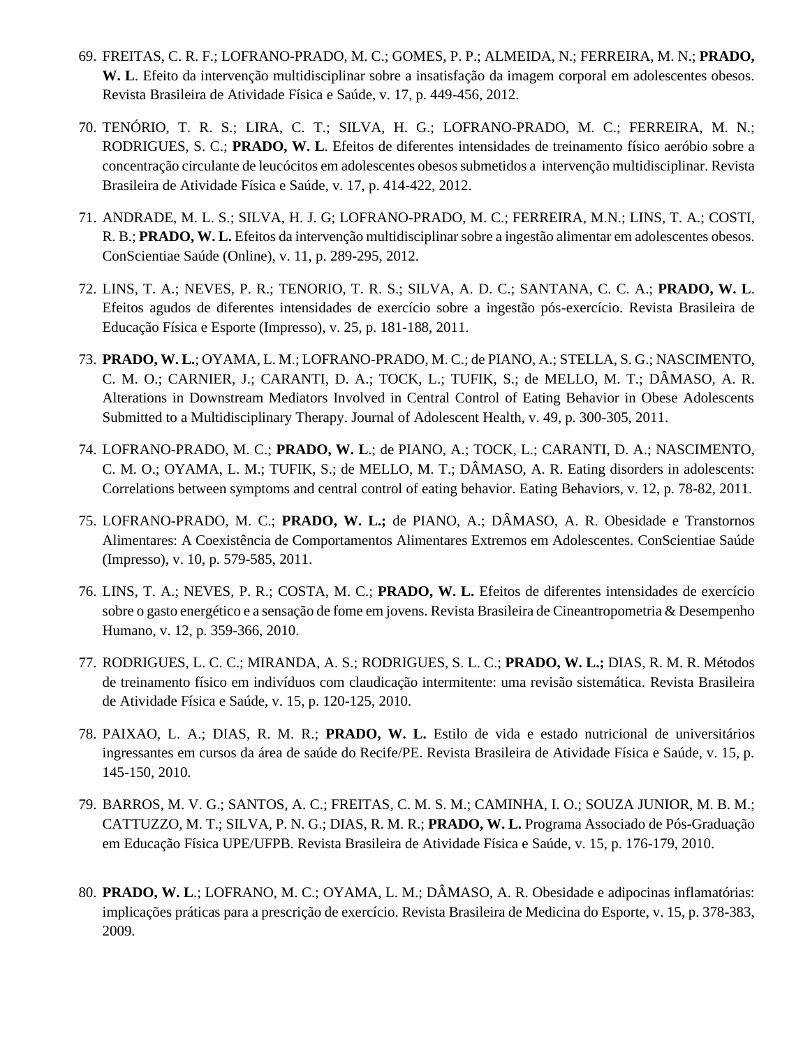69. FREITAS, C. R. F.; LOFRANO-PRADO, M. C.; GOMES, P. P.; ALMEIDA, N.; FERREIRA, M. N.; **PRADO, W. L**. Efeito da intervenção multidisciplinar sobre a insatisfação da imagem corporal em adolescentes obesos. Revista Brasileira de Atividade Física e Saúde, v. 17, p. 449-456, 2012.

70. TENÓRIO, T. R. S.; LIRA, C. T.; SILVA, H. G.; LOFRANO-PRADO, M. C.; FERREIRA, M. N.; RODRIGUES, S. C.; **PRADO, W. L**. Efeitos de diferentes intensidades de treinamento físico aeróbio sobre a concentração circulante de leucócitos em adolescentes obesos submetidos a intervenção multidisciplinar. Revista Brasileira de Atividade Física e Saúde, v. 17, p. 414-422, 2012.

71. ANDRADE, M. L. S.; SILVA, H. J. G; LOFRANO-PRADO, M. C.; FERREIRA, M.N.; LINS, T. A.; COSTI, R. B.; **PRADO, W. L.** Efeitos da intervenção multidisciplinar sobre a ingestão alimentar em adolescentes obesos. ConScientiae Saúde (Online), v. 11, p. 289-295, 2012.

72. LINS, T. A.; NEVES, P. R.; TENORIO, T. R. S.; SILVA, A. D. C.; SANTANA, C. C. A.; **PRADO, W. L**. Efeitos agudos de diferentes intensidades de exercício sobre a ingestão pós-exercício. Revista Brasileira de Educação Física e Esporte (Impresso), v. 25, p. 181-188, 2011.

73. **PRADO, W. L.**; OYAMA, L. M.; LOFRANO-PRADO, M. C.; de PIANO, A.; STELLA, S. G.; NASCIMENTO, C. M. O.; CARNIER, J.; CARANTI, D. A.; TOCK, L.; TUFIK, S.; de MELLO, M. T.; DÂMASO, A. R. Alterations in Downstream Mediators Involved in Central Control of Eating Behavior in Obese Adolescents Submitted to a Multidisciplinary Therapy. Journal of Adolescent Health, v. 49, p. 300-305, 2011.

74. LOFRANO-PRADO, M. C.; **PRADO, W. L**.; de PIANO, A.; TOCK, L.; CARANTI, D. A.; NASCIMENTO, C. M. O.; OYAMA, L. M.; TUFIK, S.; de MELLO, M. T.; DÂMASO, A. R. Eating disorders in adolescents: Correlations between symptoms and central control of eating behavior. Eating Behaviors, v. 12, p. 78-82, 2011.

75. LOFRANO-PRADO, M. C.; **PRADO, W. L.;** de PIANO, A.; DÂMASO, A. R. Obesidade e Transtornos Alimentares: A Coexistência de Comportamentos Alimentares Extremos em Adolescentes. ConScientiae Saúde (Impresso), v. 10, p. 579-585, 2011.

76. LINS, T. A.; NEVES, P. R.; COSTA, M. C.; **PRADO, W. L.** Efeitos de diferentes intensidades de exercício sobre o gasto energético e a sensação de fome em jovens. Revista Brasileira de Cineantropometria & Desempenho Humano, v. 12, p. 359-366, 2010.

77. RODRIGUES, L. C. C.; MIRANDA, A. S.; RODRIGUES, S. L. C.; **PRADO, W. L.;** DIAS, R. M. R. Métodos de treinamento físico em indivíduos com claudicação intermitente: uma revisão sistemática. Revista Brasileira de Atividade Física e Saúde, v. 15, p. 120-125, 2010.

78. PAIXAO, L. A.; DIAS, R. M. R.; **PRADO, W. L.** Estilo de vida e estado nutricional de universitários ingressantes em cursos da área de saúde do Recife/PE. Revista Brasileira de Atividade Física e Saúde, v. 15, p. 145-150, 2010.

79. BARROS, M. V. G.; SANTOS, A. C.; FREITAS, C. M. S. M.; CAMINHA, I. O.; SOUZA JUNIOR, M. B. M.; CATTUZZO, M. T.; SILVA, P. N. G.; DIAS, R. M. R.; **PRADO, W. L.** Programa Associado de Pós-Graduação em Educação Física UPE/UFPB. Revista Brasileira de Atividade Física e Saúde, v. 15, p. 176-179, 2010.

80. **PRADO, W. L**.; LOFRANO, M. C.; OYAMA, L. M.; DÂMASO, A. R. Obesidade e adipocinas inflamatórias: implicações práticas para a prescrição de exercício. Revista Brasileira de Medicina do Esporte, v. 15, p. 378-383, 2009.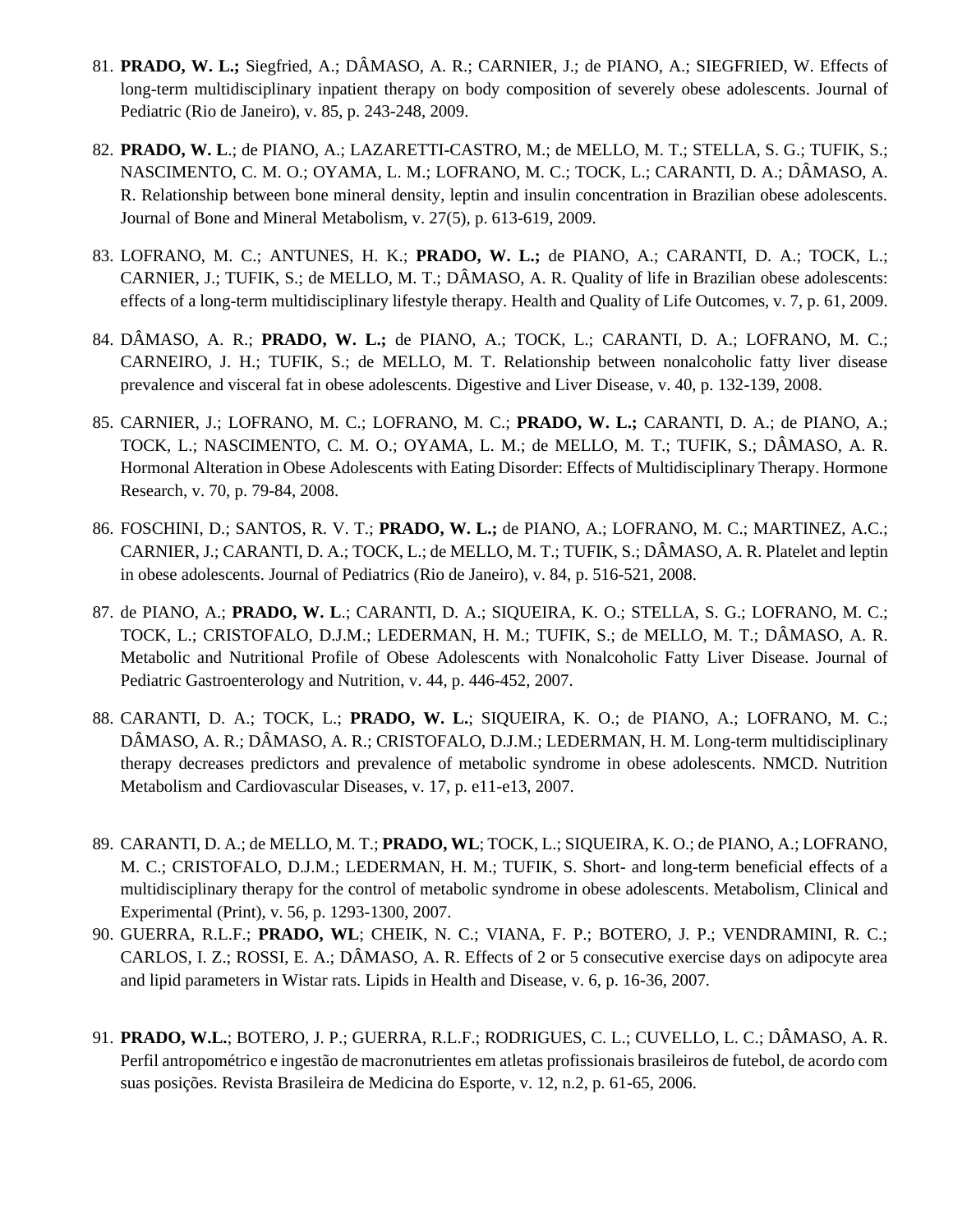81. **PRADO, W. L.;** Siegfried, A.; DÂMASO, A. R.; CARNIER, J.; de PIANO, A.; SIEGFRIED, W. Effects of long-term multidisciplinary inpatient therapy on body composition of severely obese adolescents. Journal of Pediatric (Rio de Janeiro), v. 85, p. 243-248, 2009.

82. **PRADO, W. L**.; de PIANO, A.; LAZARETTI-CASTRO, M.; de MELLO, M. T.; STELLA, S. G.; TUFIK, S.; NASCIMENTO, C. M. O.; OYAMA, L. M.; LOFRANO, M. C.; TOCK, L.; CARANTI, D. A.; DÂMASO, A. R. Relationship between bone mineral density, leptin and insulin concentration in Brazilian obese adolescents. Journal of Bone and Mineral Metabolism, v. 27(5), p. 613-619, 2009.

83. LOFRANO, M. C.; ANTUNES, H. K.; **PRADO, W. L.;** de PIANO, A.; CARANTI, D. A.; TOCK, L.; CARNIER, J.; TUFIK, S.; de MELLO, M. T.; DÂMASO, A. R. Quality of life in Brazilian obese adolescents: effects of a long-term multidisciplinary lifestyle therapy. Health and Quality of Life Outcomes, v. 7, p. 61, 2009.

84. DÂMASO, A. R.; **PRADO, W. L.;** de PIANO, A.; TOCK, L.; CARANTI, D. A.; LOFRANO, M. C.; CARNEIRO, J. H.; TUFIK, S.; de MELLO, M. T. Relationship between nonalcoholic fatty liver disease prevalence and visceral fat in obese adolescents. Digestive and Liver Disease, v. 40, p. 132-139, 2008.

85. CARNIER, J.; LOFRANO, M. C.; LOFRANO, M. C.; **PRADO, W. L.;** CARANTI, D. A.; de PIANO, A.; TOCK, L.; NASCIMENTO, C. M. O.; OYAMA, L. M.; de MELLO, M. T.; TUFIK, S.; DÂMASO, A. R. Hormonal Alteration in Obese Adolescents with Eating Disorder: Effects of Multidisciplinary Therapy. Hormone Research, v. 70, p. 79-84, 2008.

86. FOSCHINI, D.; SANTOS, R. V. T.; **PRADO, W. L.;** de PIANO, A.; LOFRANO, M. C.; MARTINEZ, A.C.; CARNIER, J.; CARANTI, D. A.; TOCK, L.; de MELLO, M. T.; TUFIK, S.; DÂMASO, A. R. Platelet and leptin in obese adolescents. Journal of Pediatrics (Rio de Janeiro), v. 84, p. 516-521, 2008.

87. de PIANO, A.; **PRADO, W. L**.; CARANTI, D. A.; SIQUEIRA, K. O.; STELLA, S. G.; LOFRANO, M. C.; TOCK, L.; CRISTOFALO, D.J.M.; LEDERMAN, H. M.; TUFIK, S.; de MELLO, M. T.; DÂMASO, A. R. Metabolic and Nutritional Profile of Obese Adolescents with Nonalcoholic Fatty Liver Disease. Journal of Pediatric Gastroenterology and Nutrition, v. 44, p. 446-452, 2007.

88. CARANTI, D. A.; TOCK, L.; **PRADO, W. L.**; SIQUEIRA, K. O.; de PIANO, A.; LOFRANO, M. C.; DÂMASO, A. R.; DÂMASO, A. R.; CRISTOFALO, D.J.M.; LEDERMAN, H. M. Long-term multidisciplinary therapy decreases predictors and prevalence of metabolic syndrome in obese adolescents. NMCD. Nutrition Metabolism and Cardiovascular Diseases, v. 17, p. e11-e13, 2007.

89. CARANTI, D. A.; de MELLO, M. T.; **PRADO, WL**; TOCK, L.; SIQUEIRA, K. O.; de PIANO, A.; LOFRANO, M. C.; CRISTOFALO, D.J.M.; LEDERMAN, H. M.; TUFIK, S. Short- and long-term beneficial effects of a multidisciplinary therapy for the control of metabolic syndrome in obese adolescents. Metabolism, Clinical and Experimental (Print), v. 56, p. 1293-1300, 2007.

90. GUERRA, R.L.F.; **PRADO, WL**; CHEIK, N. C.; VIANA, F. P.; BOTERO, J. P.; VENDRAMINI, R. C.; CARLOS, I. Z.; ROSSI, E. A.; DÂMASO, A. R. Effects of 2 or 5 consecutive exercise days on adipocyte area and lipid parameters in Wistar rats. Lipids in Health and Disease, v. 6, p. 16-36, 2007.

91. **PRADO, W.L.**; BOTERO, J. P.; GUERRA, R.L.F.; RODRIGUES, C. L.; CUVELLO, L. C.; DÂMASO, A. R. Perfil antropométrico e ingestão de macronutrientes em atletas profissionais brasileiros de futebol, de acordo com suas posições. Revista Brasileira de Medicina do Esporte, v. 12, n.2, p. 61-65, 2006.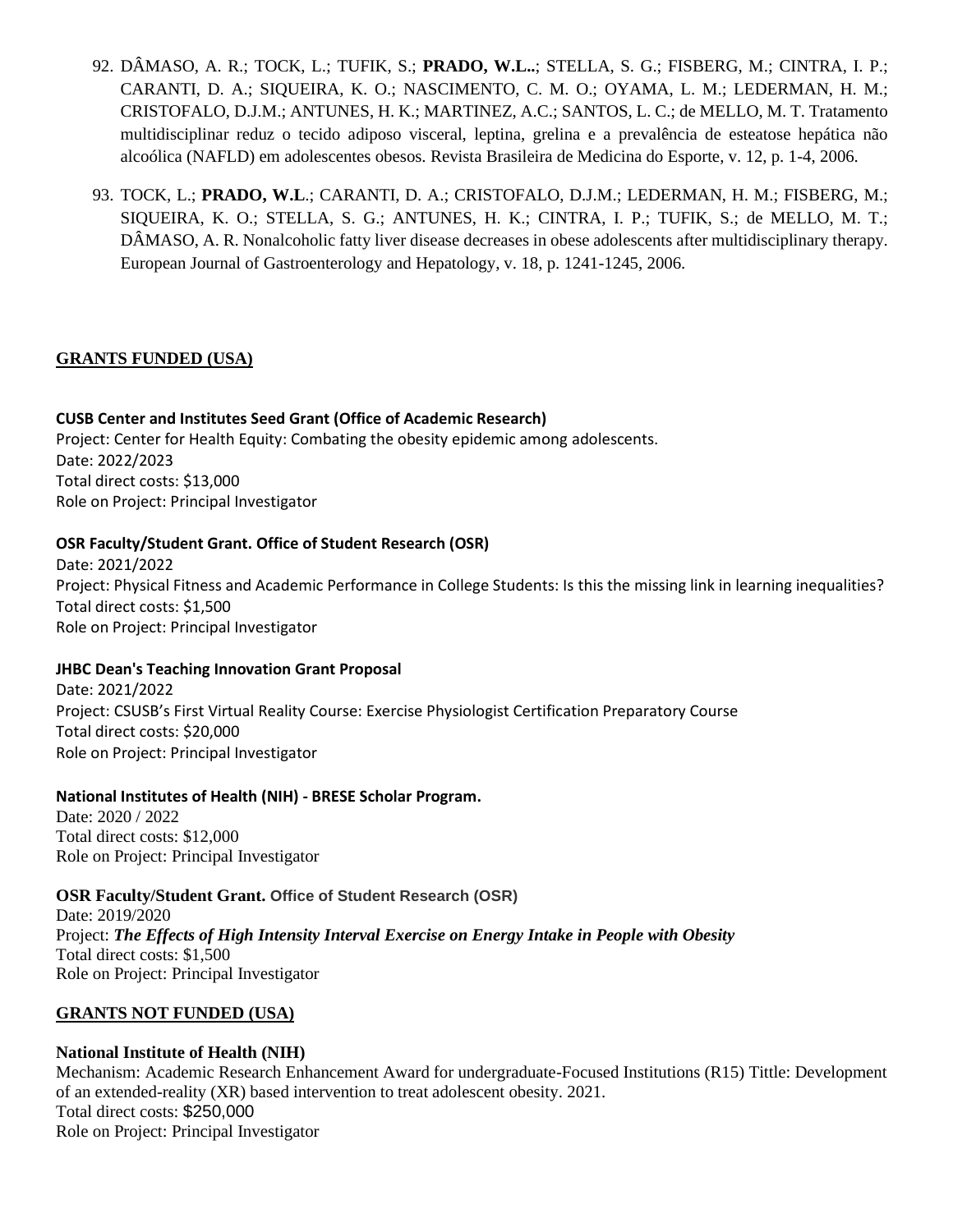92. DÂMASO, A. R.; TOCK, L.; TUFIK, S.; **PRADO, W.L..**; STELLA, S. G.; FISBERG, M.; CINTRA, I. P.; CARANTI, D. A.; SIQUEIRA, K. O.; NASCIMENTO, C. M. O.; OYAMA, L. M.; LEDERMAN, H. M.; CRISTOFALO, D.J.M.; ANTUNES, H. K.; MARTINEZ, A.C.; SANTOS, L. C.; de MELLO, M. T. Tratamento multidisciplinar reduz o tecido adiposo visceral, leptina, grelina e a prevalência de esteatose hepática não alcoólica (NAFLD) em adolescentes obesos. Revista Brasileira de Medicina do Esporte, v. 12, p. 1-4, 2006.

93. TOCK, L.; **PRADO, W.L**.; CARANTI, D. A.; CRISTOFALO, D.J.M.; LEDERMAN, H. M.; FISBERG, M.; SIQUEIRA, K. O.; STELLA, S. G.; ANTUNES, H. K.; CINTRA, I. P.; TUFIK, S.; de MELLO, M. T.; DÂMASO, A. R. Nonalcoholic fatty liver disease decreases in obese adolescents after multidisciplinary therapy. European Journal of Gastroenterology and Hepatology, v. 18, p. 1241-1245, 2006.

## GRANTS FUNDED (USA)

**CUSB Center and Institutes Seed Grant (Office of Academic Research)**
Project: Center for Health Equity: Combating the obesity epidemic among adolescents.
Date: 2022/2023
Total direct costs: $13,000
Role on Project: Principal Investigator

**OSR Faculty/Student Grant. Office of Student Research (OSR)**
Date: 2021/2022
Project: Physical Fitness and Academic Performance in College Students: Is this the missing link in learning inequalities?
Total direct costs: $1,500
Role on Project: Principal Investigator

**JHBC Dean's Teaching Innovation Grant Proposal**
Date: 2021/2022
Project: CSUSB's First Virtual Reality Course: Exercise Physiologist Certification Preparatory Course
Total direct costs: $20,000
Role on Project: Principal Investigator

**National Institutes of Health (NIH) - BRESE Scholar Program.**
Date: 2020 / 2022
Total direct costs: $12,000
Role on Project: Principal Investigator

**OSR Faculty/Student Grant.** **Office of Student Research (OSR)**
Date: 2019/2020
Project: ***The Effects of High Intensity Interval Exercise on Energy Intake in People with Obesity***
Total direct costs: $1,500
Role on Project: Principal Investigator

## GRANTS NOT FUNDED (USA)

**National Institute of Health (NIH)**
Mechanism: Academic Research Enhancement Award for undergraduate-Focused Institutions (R15) Tittle: Development of an extended-reality (XR) based intervention to treat adolescent obesity. 2021.
Total direct costs: $250,000
Role on Project: Principal Investigator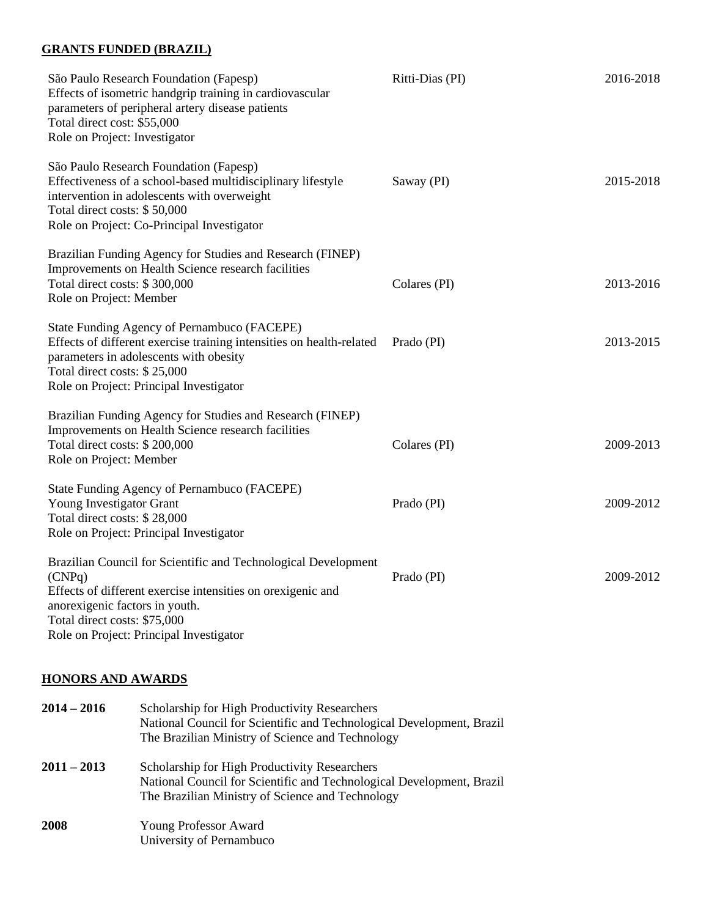## GRANTS FUNDED (BRAZIL)

| Grant | PI | Years |
|---|---|---|
| São Paulo Research Foundation (Fapesp)<br>Effects of isometric handgrip training in cardiovascular parameters of peripheral artery disease patients<br>Total direct cost: $55,000<br>Role on Project: Investigator | Ritti-Dias (PI) | 2016-2018 |
| São Paulo Research Foundation (Fapesp)<br>Effectiveness of a school-based multidisciplinary lifestyle intervention in adolescents with overweight<br>Total direct costs: $ 50,000<br>Role on Project: Co-Principal Investigator | Saway (PI) | 2015-2018 |
| Brazilian Funding Agency for Studies and Research (FINEP)<br>Improvements on Health Science research facilities<br>Total direct costs: $ 300,000<br>Role on Project: Member | Colares (PI) | 2013-2016 |
| State Funding Agency of Pernambuco (FACEPE)<br>Effects of different exercise training intensities on health-related parameters in adolescents with obesity<br>Total direct costs: $ 25,000<br>Role on Project: Principal Investigator | Prado (PI) | 2013-2015 |
| Brazilian Funding Agency for Studies and Research (FINEP)<br>Improvements on Health Science research facilities<br>Total direct costs: $ 200,000<br>Role on Project: Member | Colares (PI) | 2009-2013 |
| State Funding Agency of Pernambuco (FACEPE)<br>Young Investigator Grant<br>Total direct costs: $ 28,000<br>Role on Project: Principal Investigator | Prado (PI) | 2009-2012 |
| Brazilian Council for Scientific and Technological Development (CNPq)<br>Effects of different exercise intensities on orexigenic and anorexigenic factors in youth.<br>Total direct costs: $75,000<br>Role on Project: Principal Investigator | Prado (PI) | 2009-2012 |

## HONORS AND AWARDS

**2014 – 2016** Scholarship for High Productivity Researchers
National Council for Scientific and Technological Development, Brazil
The Brazilian Ministry of Science and Technology

**2011 – 2013** Scholarship for High Productivity Researchers
National Council for Scientific and Technological Development, Brazil
The Brazilian Ministry of Science and Technology

**2008** Young Professor Award
University of Pernambuco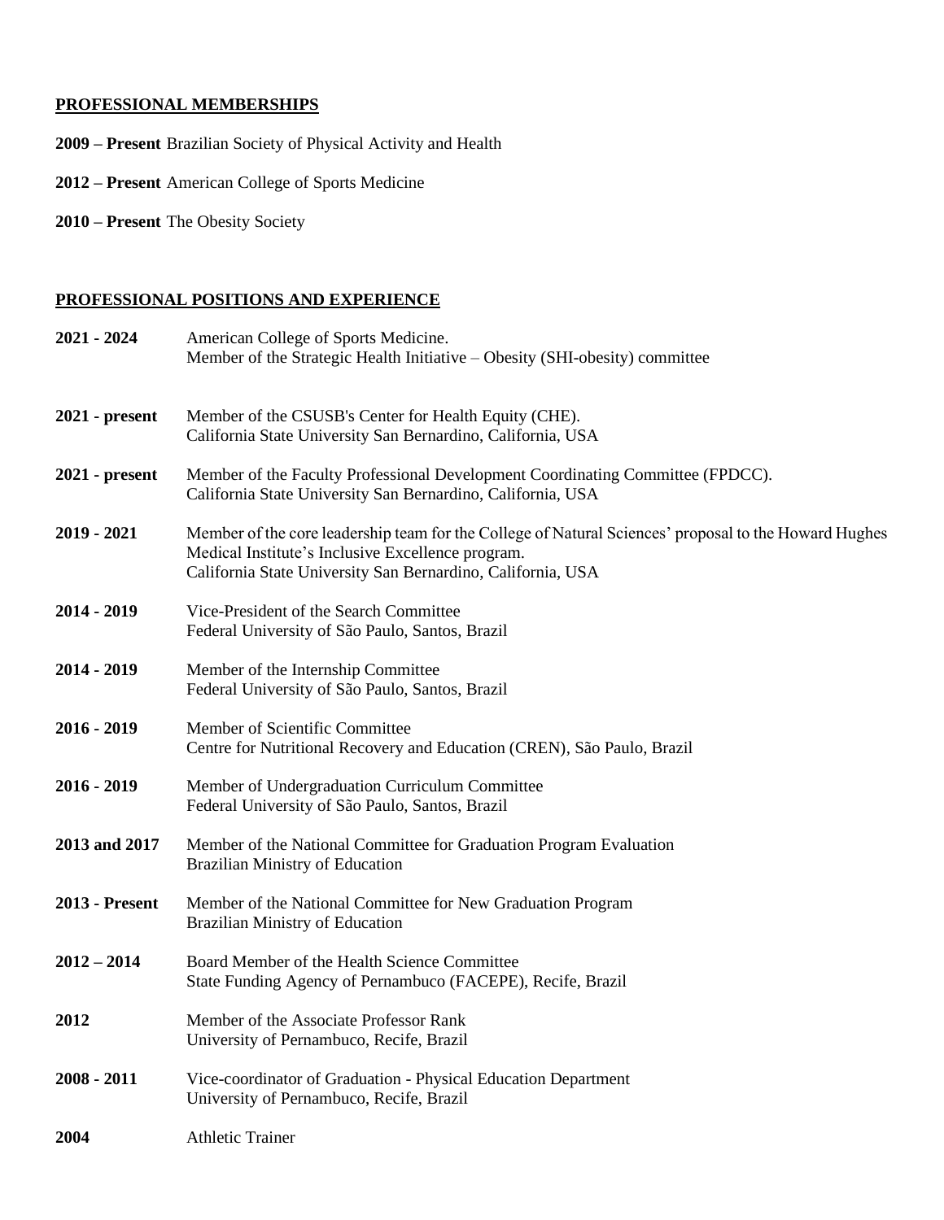## PROFESSIONAL MEMBERSHIPS

**2009 – Present** Brazilian Society of Physical Activity and Health

**2012 – Present** American College of Sports Medicine

**2010 – Present** The Obesity Society

## PROFESSIONAL POSITIONS AND EXPERIENCE

**2021 - 2024** American College of Sports Medicine.
Member of the Strategic Health Initiative – Obesity (SHI-obesity) committee

**2021 - present** Member of the CSUSB's Center for Health Equity (CHE).
California State University San Bernardino, California, USA

**2021 - present** Member of the Faculty Professional Development Coordinating Committee (FPDCC).
California State University San Bernardino, California, USA

**2019 - 2021** Member of the core leadership team for the College of Natural Sciences' proposal to the Howard Hughes Medical Institute's Inclusive Excellence program.
California State University San Bernardino, California, USA

**2014 - 2019** Vice-President of the Search Committee
Federal University of São Paulo, Santos, Brazil

**2014 - 2019** Member of the Internship Committee
Federal University of São Paulo, Santos, Brazil

**2016 - 2019** Member of Scientific Committee
Centre for Nutritional Recovery and Education (CREN), São Paulo, Brazil

**2016 - 2019** Member of Undergraduation Curriculum Committee
Federal University of São Paulo, Santos, Brazil

**2013 and 2017** Member of the National Committee for Graduation Program Evaluation
Brazilian Ministry of Education

**2013 - Present** Member of the National Committee for New Graduation Program
Brazilian Ministry of Education

**2012 – 2014** Board Member of the Health Science Committee
State Funding Agency of Pernambuco (FACEPE), Recife, Brazil

**2012** Member of the Associate Professor Rank
University of Pernambuco, Recife, Brazil

**2008 - 2011** Vice-coordinator of Graduation - Physical Education Department
University of Pernambuco, Recife, Brazil

**2004** Athletic Trainer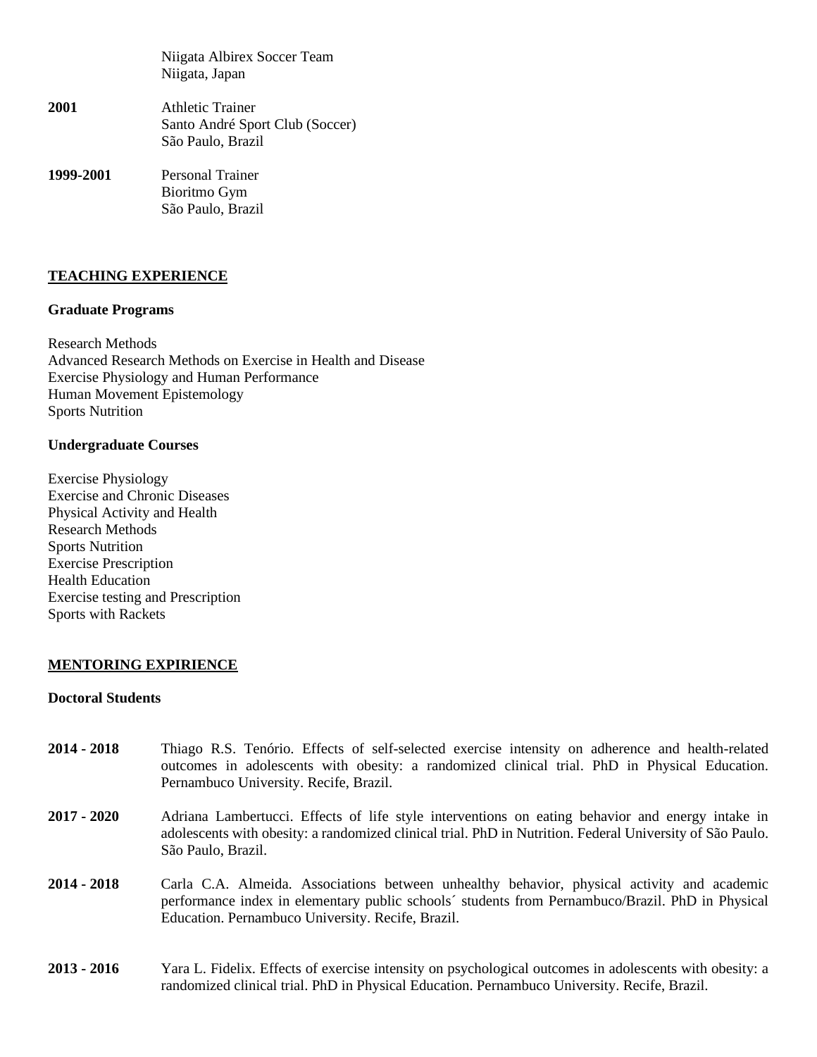Niigata Albirex Soccer Team
Niigata, Japan

**2001** Athletic Trainer
Santo André Sport Club (Soccer)
São Paulo, Brazil

**1999-2001** Personal Trainer
Bioritmo Gym
São Paulo, Brazil

## TEACHING EXPERIENCE

### Graduate Programs

Research Methods
Advanced Research Methods on Exercise in Health and Disease
Exercise Physiology and Human Performance
Human Movement Epistemology
Sports Nutrition

### Undergraduate Courses

Exercise Physiology
Exercise and Chronic Diseases
Physical Activity and Health
Research Methods
Sports Nutrition
Exercise Prescription
Health Education
Exercise testing and Prescription
Sports with Rackets

## MENTORING EXPIRIENCE

### Doctoral Students

**2014 - 2018** Thiago R.S. Tenório. Effects of self-selected exercise intensity on adherence and health-related outcomes in adolescents with obesity: a randomized clinical trial. PhD in Physical Education. Pernambuco University. Recife, Brazil.

**2017 - 2020** Adriana Lambertucci. Effects of life style interventions on eating behavior and energy intake in adolescents with obesity: a randomized clinical trial. PhD in Nutrition. Federal University of São Paulo. São Paulo, Brazil.

**2014 - 2018** Carla C.A. Almeida. Associations between unhealthy behavior, physical activity and academic performance index in elementary public schools´ students from Pernambuco/Brazil. PhD in Physical Education. Pernambuco University. Recife, Brazil.

**2013 - 2016** Yara L. Fidelix. Effects of exercise intensity on psychological outcomes in adolescents with obesity: a randomized clinical trial. PhD in Physical Education. Pernambuco University. Recife, Brazil.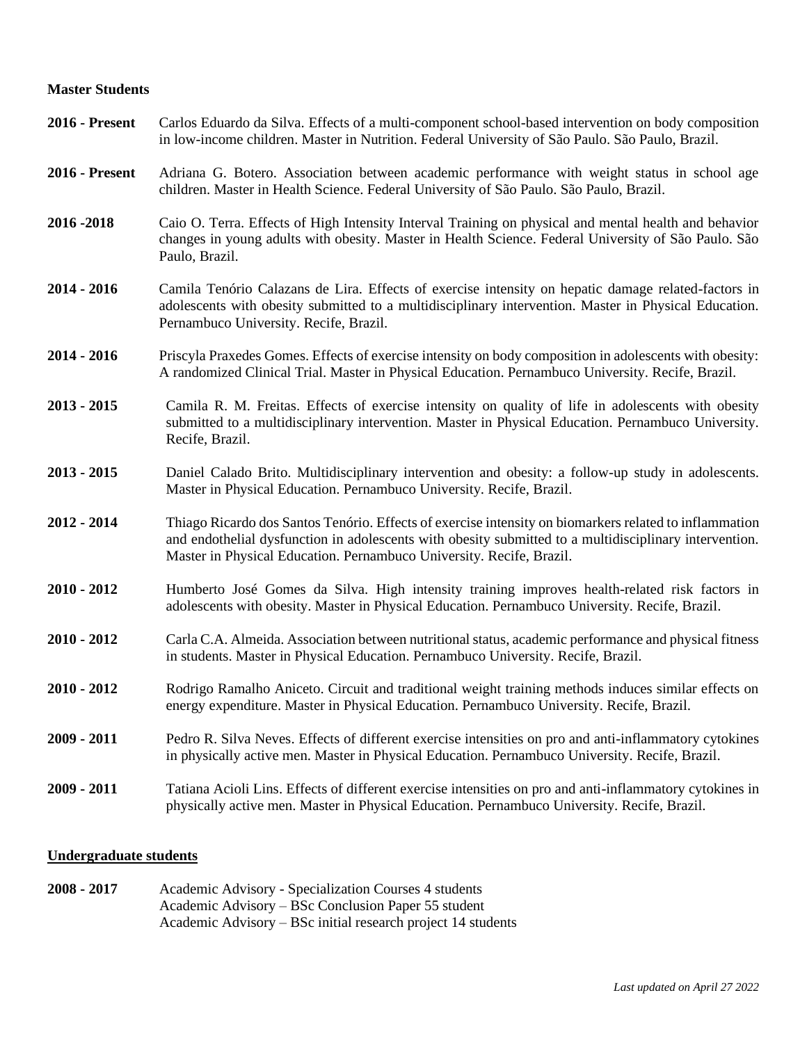**Master Students**

**2016 - Present** Carlos Eduardo da Silva. Effects of a multi-component school-based intervention on body composition in low-income children. Master in Nutrition. Federal University of São Paulo. São Paulo, Brazil.

**2016 - Present** Adriana G. Botero. Association between academic performance with weight status in school age children. Master in Health Science. Federal University of São Paulo. São Paulo, Brazil.

**2016 -2018** Caio O. Terra. Effects of High Intensity Interval Training on physical and mental health and behavior changes in young adults with obesity. Master in Health Science. Federal University of São Paulo. São Paulo, Brazil.

**2014 - 2016** Camila Tenório Calazans de Lira. Effects of exercise intensity on hepatic damage related-factors in adolescents with obesity submitted to a multidisciplinary intervention. Master in Physical Education. Pernambuco University. Recife, Brazil.

**2014 - 2016** Priscyla Praxedes Gomes. Effects of exercise intensity on body composition in adolescents with obesity: A randomized Clinical Trial. Master in Physical Education. Pernambuco University. Recife, Brazil.

**2013 - 2015** Camila R. M. Freitas. Effects of exercise intensity on quality of life in adolescents with obesity submitted to a multidisciplinary intervention. Master in Physical Education. Pernambuco University. Recife, Brazil.

**2013 - 2015** Daniel Calado Brito. Multidisciplinary intervention and obesity: a follow-up study in adolescents. Master in Physical Education. Pernambuco University. Recife, Brazil.

**2012 - 2014** Thiago Ricardo dos Santos Tenório. Effects of exercise intensity on biomarkers related to inflammation and endothelial dysfunction in adolescents with obesity submitted to a multidisciplinary intervention. Master in Physical Education. Pernambuco University. Recife, Brazil.

**2010 - 2012** Humberto José Gomes da Silva. High intensity training improves health-related risk factors in adolescents with obesity. Master in Physical Education. Pernambuco University. Recife, Brazil.

**2010 - 2012** Carla C.A. Almeida. Association between nutritional status, academic performance and physical fitness in students. Master in Physical Education. Pernambuco University. Recife, Brazil.

**2010 - 2012** Rodrigo Ramalho Aniceto. Circuit and traditional weight training methods induces similar effects on energy expenditure. Master in Physical Education. Pernambuco University. Recife, Brazil.

**2009 - 2011** Pedro R. Silva Neves. Effects of different exercise intensities on pro and anti-inflammatory cytokines in physically active men. Master in Physical Education. Pernambuco University. Recife, Brazil.

**2009 - 2011** Tatiana Acioli Lins. Effects of different exercise intensities on pro and anti-inflammatory cytokines in physically active men. Master in Physical Education. Pernambuco University. Recife, Brazil.

**Undergraduate students**

**2008 - 2017** Academic Advisory - Specialization Courses 4 students
Academic Advisory – BSc Conclusion Paper 55 student
Academic Advisory – BSc initial research project 14 students

*Last updated on April 27 2022*